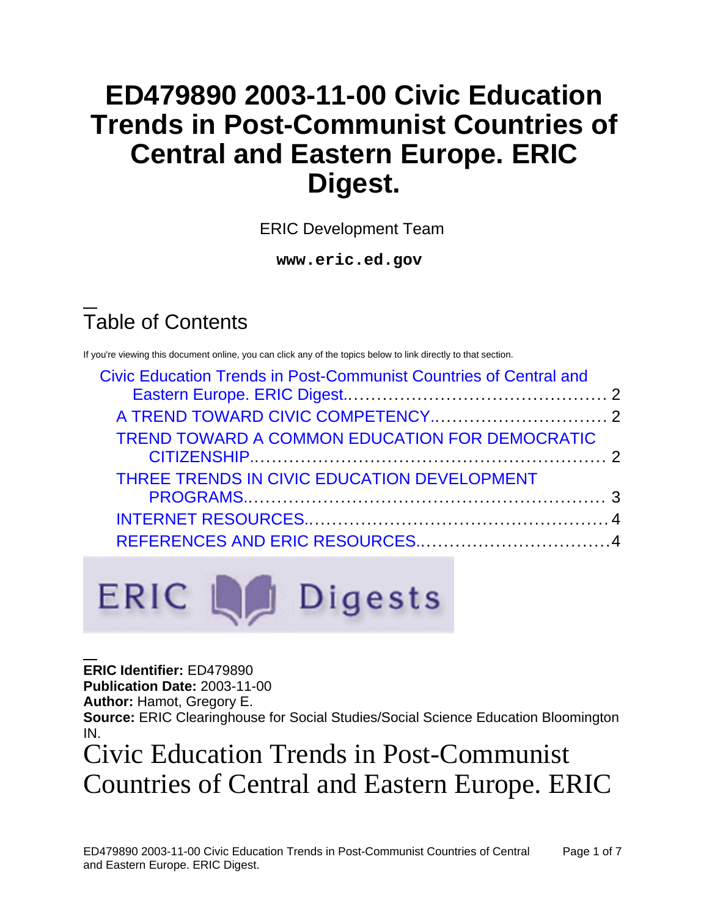# ED479890 2003-11-00 Civic Education Trends in Post-Communist Countries of Central and Eastern Europe. ERIC Digest.

ERIC Development Team

**www.eric.ed.gov**

## Table of Contents

If you're viewing this document online, you can click any of the topics below to link directly to that section.

- Civic Education Trends in Post-Communist Countries of Central and Eastern Europe. ERIC Digest.............................................. 2
  - A TREND TOWARD CIVIC COMPETENCY.............................. 2
  - TREND TOWARD A COMMON EDUCATION FOR DEMOCRATIC CITIZENSHIP.............................................................. 2
  - THREE TRENDS IN CIVIC EDUCATION DEVELOPMENT PROGRAMS.............................................................. 3
  - INTERNET RESOURCES.................................................. 4
  - REFERENCES AND ERIC RESOURCES.................................4

ERIC Digests

**ERIC Identifier:** ED479890
**Publication Date:** 2003-11-00
**Author:** Hamot, Gregory E.
**Source:** ERIC Clearinghouse for Social Studies/Social Science Education Bloomington IN.

# Civic Education Trends in Post-Communist Countries of Central and Eastern Europe. ERIC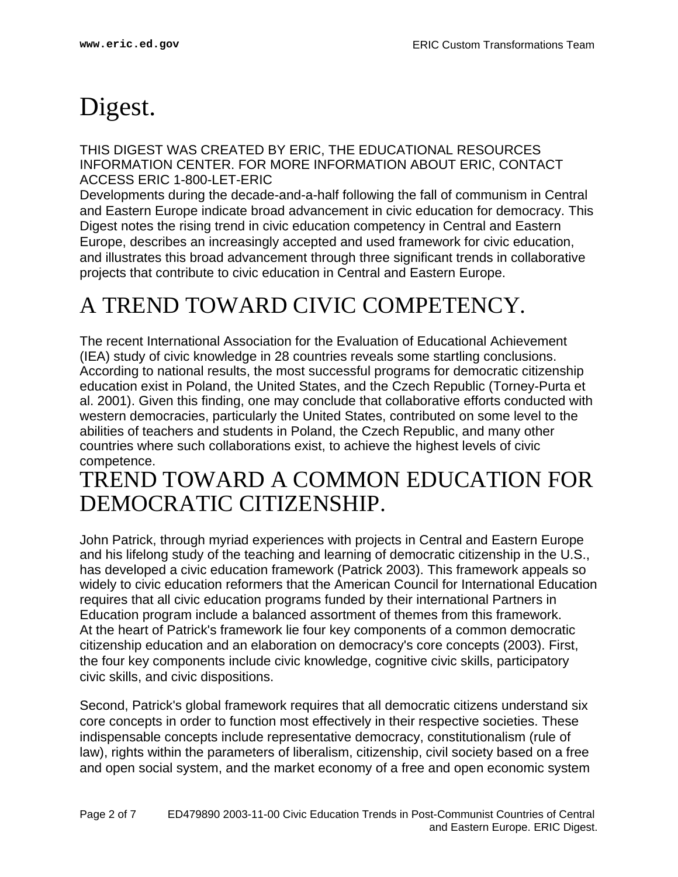# Digest.

THIS DIGEST WAS CREATED BY ERIC, THE EDUCATIONAL RESOURCES INFORMATION CENTER. FOR MORE INFORMATION ABOUT ERIC, CONTACT ACCESS ERIC 1-800-LET-ERIC

Developments during the decade-and-a-half following the fall of communism in Central and Eastern Europe indicate broad advancement in civic education for democracy. This Digest notes the rising trend in civic education competency in Central and Eastern Europe, describes an increasingly accepted and used framework for civic education, and illustrates this broad advancement through three significant trends in collaborative projects that contribute to civic education in Central and Eastern Europe.

## A TREND TOWARD CIVIC COMPETENCY.

The recent International Association for the Evaluation of Educational Achievement (IEA) study of civic knowledge in 28 countries reveals some startling conclusions. According to national results, the most successful programs for democratic citizenship education exist in Poland, the United States, and the Czech Republic (Torney-Purta et al. 2001). Given this finding, one may conclude that collaborative efforts conducted with western democracies, particularly the United States, contributed on some level to the abilities of teachers and students in Poland, the Czech Republic, and many other countries where such collaborations exist, to achieve the highest levels of civic competence.

## TREND TOWARD A COMMON EDUCATION FOR DEMOCRATIC CITIZENSHIP.

John Patrick, through myriad experiences with projects in Central and Eastern Europe and his lifelong study of the teaching and learning of democratic citizenship in the U.S., has developed a civic education framework (Patrick 2003). This framework appeals so widely to civic education reformers that the American Council for International Education requires that all civic education programs funded by their international Partners in Education program include a balanced assortment of themes from this framework.

At the heart of Patrick's framework lie four key components of a common democratic citizenship education and an elaboration on democracy's core concepts (2003). First, the four key components include civic knowledge, cognitive civic skills, participatory civic skills, and civic dispositions.

Second, Patrick's global framework requires that all democratic citizens understand six core concepts in order to function most effectively in their respective societies. These indispensable concepts include representative democracy, constitutionalism (rule of law), rights within the parameters of liberalism, citizenship, civil society based on a free and open social system, and the market economy of a free and open economic system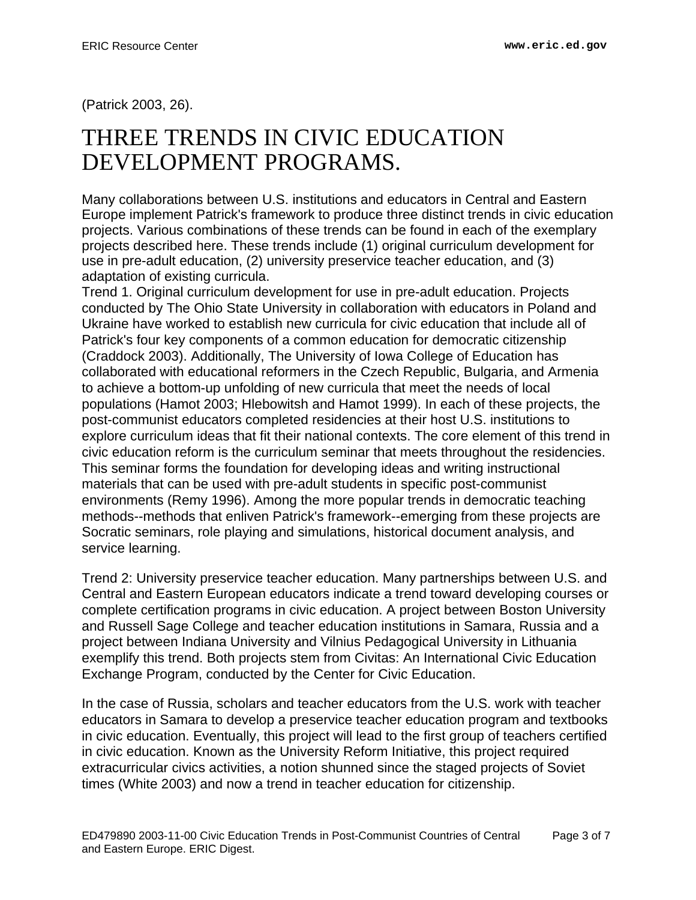(Patrick 2003, 26).

# THREE TRENDS IN CIVIC EDUCATION DEVELOPMENT PROGRAMS.

Many collaborations between U.S. institutions and educators in Central and Eastern Europe implement Patrick's framework to produce three distinct trends in civic education projects. Various combinations of these trends can be found in each of the exemplary projects described here. These trends include (1) original curriculum development for use in pre-adult education, (2) university preservice teacher education, and (3) adaptation of existing curricula.
Trend 1. Original curriculum development for use in pre-adult education. Projects conducted by The Ohio State University in collaboration with educators in Poland and Ukraine have worked to establish new curricula for civic education that include all of Patrick's four key components of a common education for democratic citizenship (Craddock 2003). Additionally, The University of Iowa College of Education has collaborated with educational reformers in the Czech Republic, Bulgaria, and Armenia to achieve a bottom-up unfolding of new curricula that meet the needs of local populations (Hamot 2003; Hlebowitsh and Hamot 1999). In each of these projects, the post-communist educators completed residencies at their host U.S. institutions to explore curriculum ideas that fit their national contexts. The core element of this trend in civic education reform is the curriculum seminar that meets throughout the residencies. This seminar forms the foundation for developing ideas and writing instructional materials that can be used with pre-adult students in specific post-communist environments (Remy 1996). Among the more popular trends in democratic teaching methods--methods that enliven Patrick's framework--emerging from these projects are Socratic seminars, role playing and simulations, historical document analysis, and service learning.

Trend 2: University preservice teacher education. Many partnerships between U.S. and Central and Eastern European educators indicate a trend toward developing courses or complete certification programs in civic education. A project between Boston University and Russell Sage College and teacher education institutions in Samara, Russia and a project between Indiana University and Vilnius Pedagogical University in Lithuania exemplify this trend. Both projects stem from Civitas: An International Civic Education Exchange Program, conducted by the Center for Civic Education.

In the case of Russia, scholars and teacher educators from the U.S. work with teacher educators in Samara to develop a preservice teacher education program and textbooks in civic education. Eventually, this project will lead to the first group of teachers certified in civic education. Known as the University Reform Initiative, this project required extracurricular civics activities, a notion shunned since the staged projects of Soviet times (White 2003) and now a trend in teacher education for citizenship.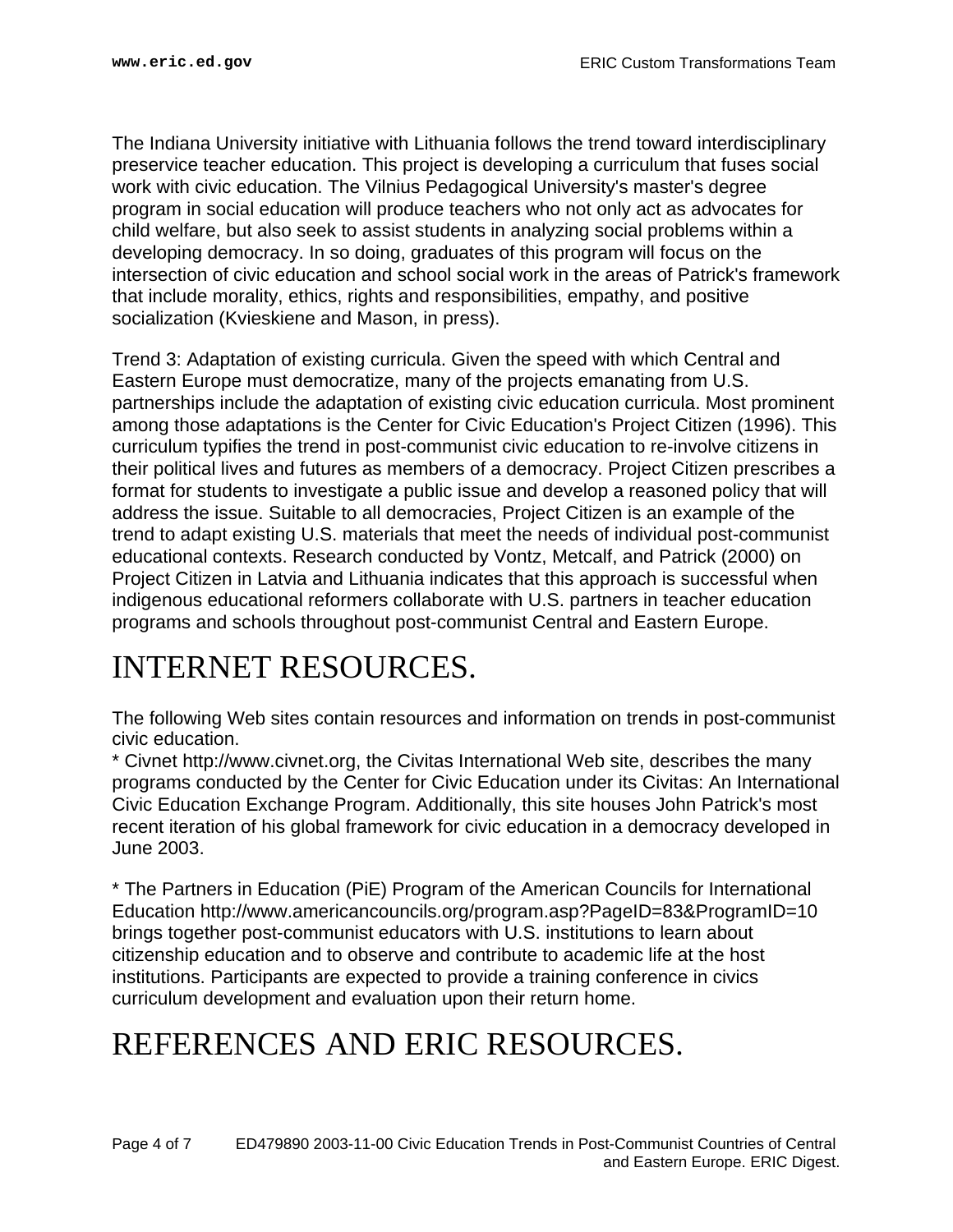The Indiana University initiative with Lithuania follows the trend toward interdisciplinary preservice teacher education. This project is developing a curriculum that fuses social work with civic education. The Vilnius Pedagogical University's master's degree program in social education will produce teachers who not only act as advocates for child welfare, but also seek to assist students in analyzing social problems within a developing democracy. In so doing, graduates of this program will focus on the intersection of civic education and school social work in the areas of Patrick's framework that include morality, ethics, rights and responsibilities, empathy, and positive socialization (Kvieskiene and Mason, in press).

Trend 3: Adaptation of existing curricula. Given the speed with which Central and Eastern Europe must democratize, many of the projects emanating from U.S. partnerships include the adaptation of existing civic education curricula. Most prominent among those adaptations is the Center for Civic Education's Project Citizen (1996). This curriculum typifies the trend in post-communist civic education to re-involve citizens in their political lives and futures as members of a democracy. Project Citizen prescribes a format for students to investigate a public issue and develop a reasoned policy that will address the issue. Suitable to all democracies, Project Citizen is an example of the trend to adapt existing U.S. materials that meet the needs of individual post-communist educational contexts. Research conducted by Vontz, Metcalf, and Patrick (2000) on Project Citizen in Latvia and Lithuania indicates that this approach is successful when indigenous educational reformers collaborate with U.S. partners in teacher education programs and schools throughout post-communist Central and Eastern Europe.

# INTERNET RESOURCES.

The following Web sites contain resources and information on trends in post-communist civic education.

* Civnet http://www.civnet.org, the Civitas International Web site, describes the many programs conducted by the Center for Civic Education under its Civitas: An International Civic Education Exchange Program. Additionally, this site houses John Patrick's most recent iteration of his global framework for civic education in a democracy developed in June 2003.

* The Partners in Education (PiE) Program of the American Councils for International Education http://www.americancouncils.org/program.asp?PageID=83&ProgramID=10 brings together post-communist educators with U.S. institutions to learn about citizenship education and to observe and contribute to academic life at the host institutions. Participants are expected to provide a training conference in civics curriculum development and evaluation upon their return home.

# REFERENCES AND ERIC RESOURCES.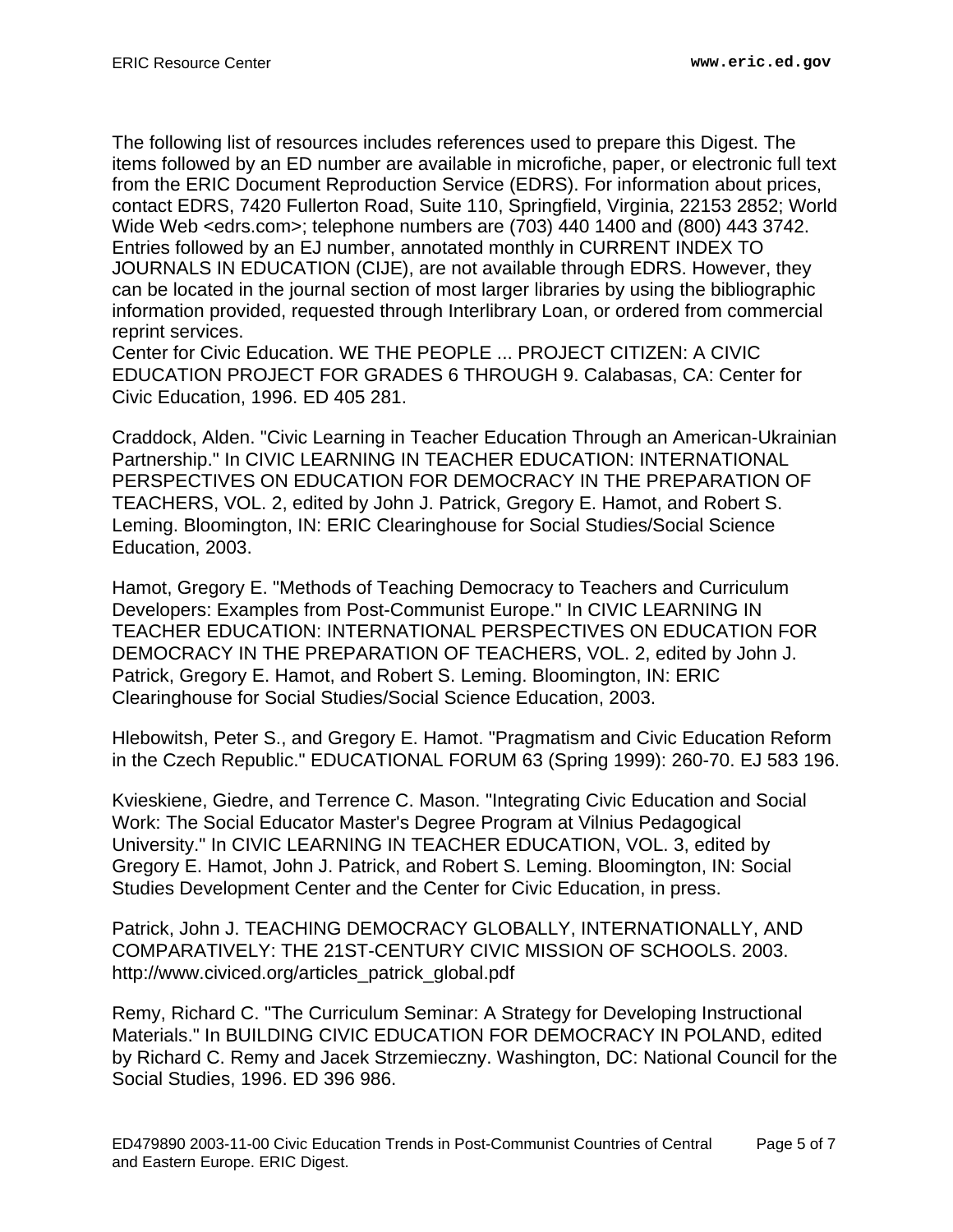The following list of resources includes references used to prepare this Digest. The items followed by an ED number are available in microfiche, paper, or electronic full text from the ERIC Document Reproduction Service (EDRS). For information about prices, contact EDRS, 7420 Fullerton Road, Suite 110, Springfield, Virginia, 22153 2852; World Wide Web <edrs.com>; telephone numbers are (703) 440 1400 and (800) 443 3742. Entries followed by an EJ number, annotated monthly in CURRENT INDEX TO JOURNALS IN EDUCATION (CIJE), are not available through EDRS. However, they can be located in the journal section of most larger libraries by using the bibliographic information provided, requested through Interlibrary Loan, or ordered from commercial reprint services.

Center for Civic Education. WE THE PEOPLE ... PROJECT CITIZEN: A CIVIC EDUCATION PROJECT FOR GRADES 6 THROUGH 9. Calabasas, CA: Center for Civic Education, 1996. ED 405 281.

Craddock, Alden. "Civic Learning in Teacher Education Through an American-Ukrainian Partnership." In CIVIC LEARNING IN TEACHER EDUCATION: INTERNATIONAL PERSPECTIVES ON EDUCATION FOR DEMOCRACY IN THE PREPARATION OF TEACHERS, VOL. 2, edited by John J. Patrick, Gregory E. Hamot, and Robert S. Leming. Bloomington, IN: ERIC Clearinghouse for Social Studies/Social Science Education, 2003.

Hamot, Gregory E. "Methods of Teaching Democracy to Teachers and Curriculum Developers: Examples from Post-Communist Europe." In CIVIC LEARNING IN TEACHER EDUCATION: INTERNATIONAL PERSPECTIVES ON EDUCATION FOR DEMOCRACY IN THE PREPARATION OF TEACHERS, VOL. 2, edited by John J. Patrick, Gregory E. Hamot, and Robert S. Leming. Bloomington, IN: ERIC Clearinghouse for Social Studies/Social Science Education, 2003.

Hlebowitsh, Peter S., and Gregory E. Hamot. "Pragmatism and Civic Education Reform in the Czech Republic." EDUCATIONAL FORUM 63 (Spring 1999): 260-70. EJ 583 196.

Kvieskiene, Giedre, and Terrence C. Mason. "Integrating Civic Education and Social Work: The Social Educator Master's Degree Program at Vilnius Pedagogical University." In CIVIC LEARNING IN TEACHER EDUCATION, VOL. 3, edited by Gregory E. Hamot, John J. Patrick, and Robert S. Leming. Bloomington, IN: Social Studies Development Center and the Center for Civic Education, in press.

Patrick, John J. TEACHING DEMOCRACY GLOBALLY, INTERNATIONALLY, AND COMPARATIVELY: THE 21ST-CENTURY CIVIC MISSION OF SCHOOLS. 2003. http://www.civiced.org/articles_patrick_global.pdf

Remy, Richard C. "The Curriculum Seminar: A Strategy for Developing Instructional Materials." In BUILDING CIVIC EDUCATION FOR DEMOCRACY IN POLAND, edited by Richard C. Remy and Jacek Strzemieczny. Washington, DC: National Council for the Social Studies, 1996. ED 396 986.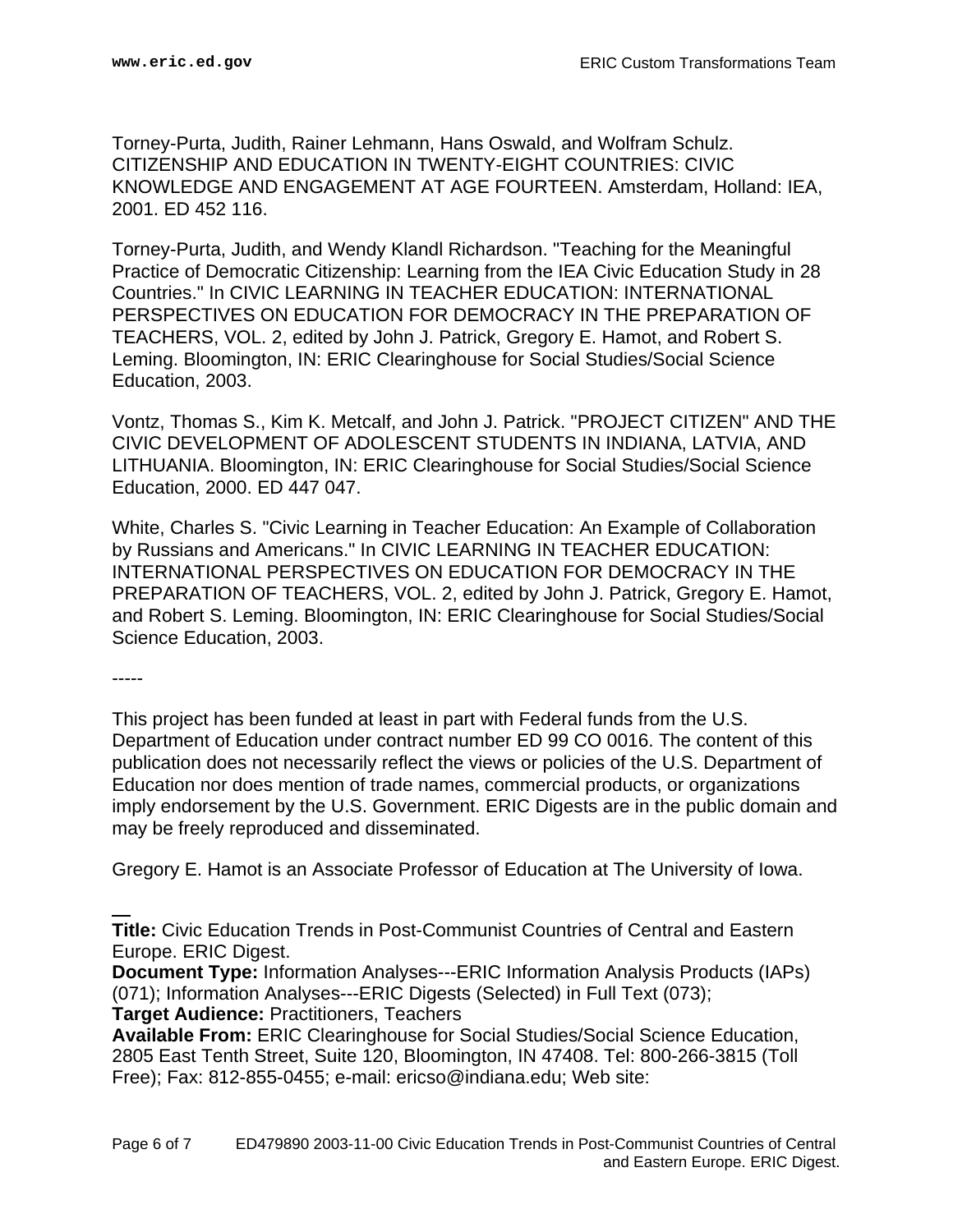Torney-Purta, Judith, Rainer Lehmann, Hans Oswald, and Wolfram Schulz. CITIZENSHIP AND EDUCATION IN TWENTY-EIGHT COUNTRIES: CIVIC KNOWLEDGE AND ENGAGEMENT AT AGE FOURTEEN. Amsterdam, Holland: IEA, 2001. ED 452 116.

Torney-Purta, Judith, and Wendy Klandl Richardson. "Teaching for the Meaningful Practice of Democratic Citizenship: Learning from the IEA Civic Education Study in 28 Countries." In CIVIC LEARNING IN TEACHER EDUCATION: INTERNATIONAL PERSPECTIVES ON EDUCATION FOR DEMOCRACY IN THE PREPARATION OF TEACHERS, VOL. 2, edited by John J. Patrick, Gregory E. Hamot, and Robert S. Leming. Bloomington, IN: ERIC Clearinghouse for Social Studies/Social Science Education, 2003.

Vontz, Thomas S., Kim K. Metcalf, and John J. Patrick. "PROJECT CITIZEN" AND THE CIVIC DEVELOPMENT OF ADOLESCENT STUDENTS IN INDIANA, LATVIA, AND LITHUANIA. Bloomington, IN: ERIC Clearinghouse for Social Studies/Social Science Education, 2000. ED 447 047.

White, Charles S. "Civic Learning in Teacher Education: An Example of Collaboration by Russians and Americans." In CIVIC LEARNING IN TEACHER EDUCATION: INTERNATIONAL PERSPECTIVES ON EDUCATION FOR DEMOCRACY IN THE PREPARATION OF TEACHERS, VOL. 2, edited by John J. Patrick, Gregory E. Hamot, and Robert S. Leming. Bloomington, IN: ERIC Clearinghouse for Social Studies/Social Science Education, 2003.

-----

This project has been funded at least in part with Federal funds from the U.S. Department of Education under contract number ED 99 CO 0016. The content of this publication does not necessarily reflect the views or policies of the U.S. Department of Education nor does mention of trade names, commercial products, or organizations imply endorsement by the U.S. Government. ERIC Digests are in the public domain and may be freely reproduced and disseminated.

Gregory E. Hamot is an Associate Professor of Education at The University of Iowa.

---

**Title:** Civic Education Trends in Post-Communist Countries of Central and Eastern Europe. ERIC Digest.
**Document Type:** Information Analyses---ERIC Information Analysis Products (IAPs) (071); Information Analyses---ERIC Digests (Selected) in Full Text (073);
**Target Audience:** Practitioners, Teachers
**Available From:** ERIC Clearinghouse for Social Studies/Social Science Education, 2805 East Tenth Street, Suite 120, Bloomington, IN 47408. Tel: 800-266-3815 (Toll Free); Fax: 812-855-0455; e-mail: ericso@indiana.edu; Web site: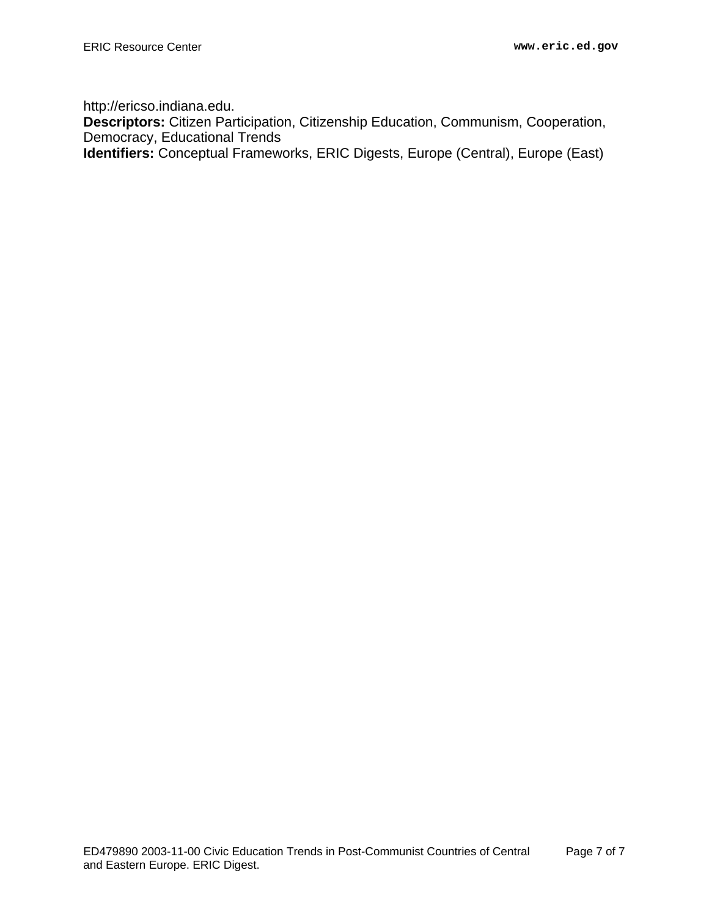http://ericso.indiana.edu.

**Descriptors:** Citizen Participation, Citizenship Education, Communism, Cooperation, Democracy, Educational Trends

**Identifiers:** Conceptual Frameworks, ERIC Digests, Europe (Central), Europe (East)